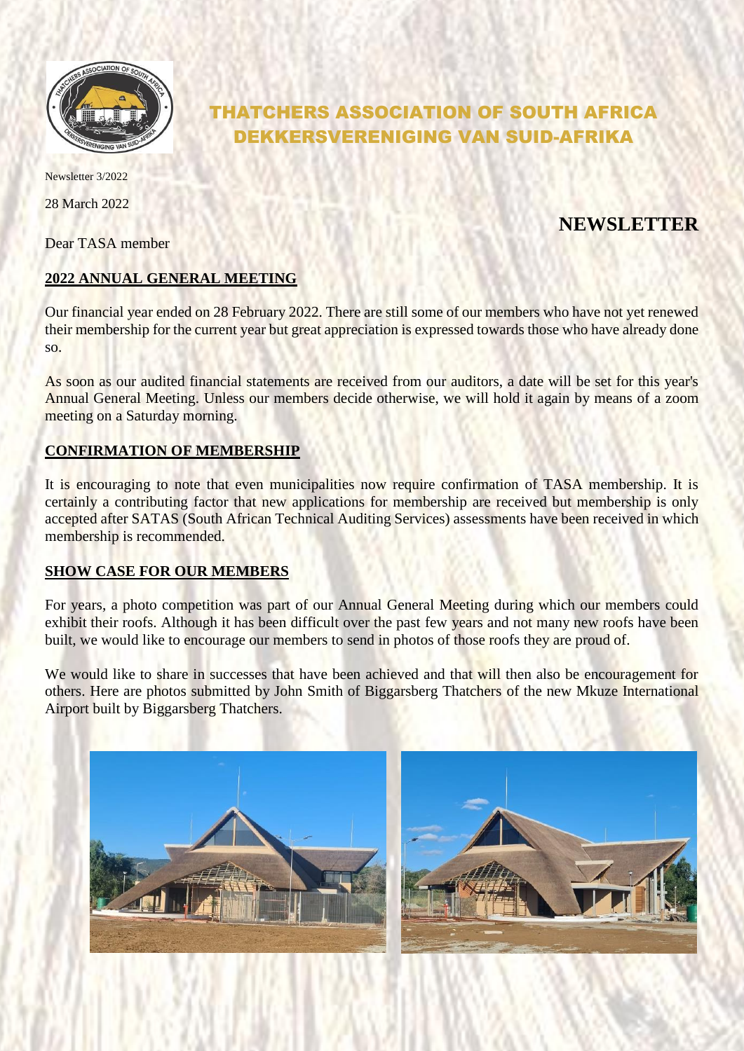# THATCHERS ASSOCIATION OF SOUTH AFRICA
# DEKKERSVERENIGING VAN SUID-AFRIKA

Newsletter 3/2022

28 March 2022

## NEWSLETTER

Dear TASA member

**2022 ANNUAL GENERAL MEETING**

Our financial year ended on 28 February 2022. There are still some of our members who have not yet renewed their membership for the current year but great appreciation is expressed towards those who have already done so.

As soon as our audited financial statements are received from our auditors, a date will be set for this year's Annual General Meeting. Unless our members decide otherwise, we will hold it again by means of a zoom meeting on a Saturday morning.

**CONFIRMATION OF MEMBERSHIP**

It is encouraging to note that even municipalities now require confirmation of TASA membership. It is certainly a contributing factor that new applications for membership are received but membership is only accepted after SATAS (South African Technical Auditing Services) assessments have been received in which membership is recommended.

**SHOW CASE FOR OUR MEMBERS**

For years, a photo competition was part of our Annual General Meeting during which our members could exhibit their roofs. Although it has been difficult over the past few years and not many new roofs have been built, we would like to encourage our members to send in photos of those roofs they are proud of.

We would like to share in successes that have been achieved and that will then also be encouragement for others. Here are photos submitted by John Smith of Biggarsberg Thatchers of the new Mkuze International Airport built by Biggarsberg Thatchers.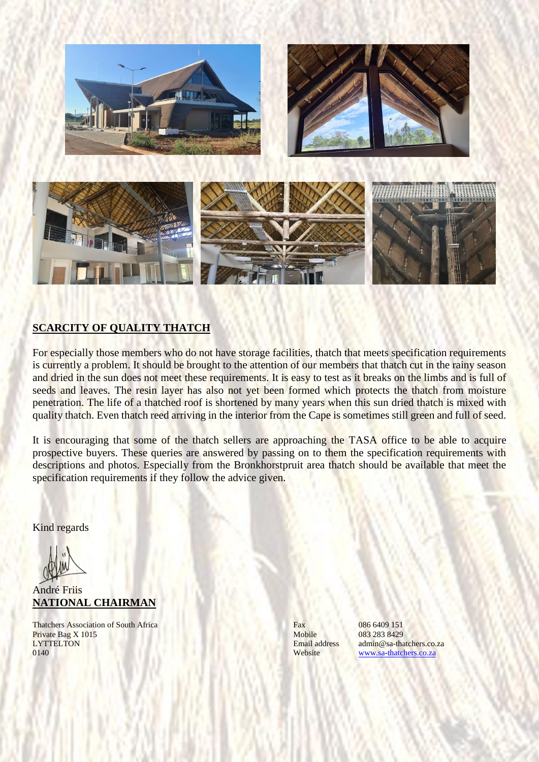## SCARCITY OF QUALITY THATCH

For especially those members who do not have storage facilities, thatch that meets specification requirements is currently a problem. It should be brought to the attention of our members that thatch cut in the rainy season and dried in the sun does not meet these requirements. It is easy to test as it breaks on the limbs and is full of seeds and leaves. The resin layer has also not yet been formed which protects the thatch from moisture penetration. The life of a thatched roof is shortened by many years when this sun dried thatch is mixed with quality thatch. Even thatch reed arriving in the interior from the Cape is sometimes still green and full of seed.

It is encouraging that some of the thatch sellers are approaching the TASA office to be able to acquire prospective buyers. These queries are answered by passing on to them the specification requirements with descriptions and photos. Especially from the Bronkhorstpruit area thatch should be available that meet the specification requirements if they follow the advice given.

Kind regards

André Friis
**NATIONAL CHAIRMAN**

Thatchers Association of South Africa
Private Bag X 1015
LYTTELTON
0140

Fax 086 6409 151
Mobile 083 283 8429
Email address admin@sa-thatchers.co.za
Website www.sa-thatchers.co.za